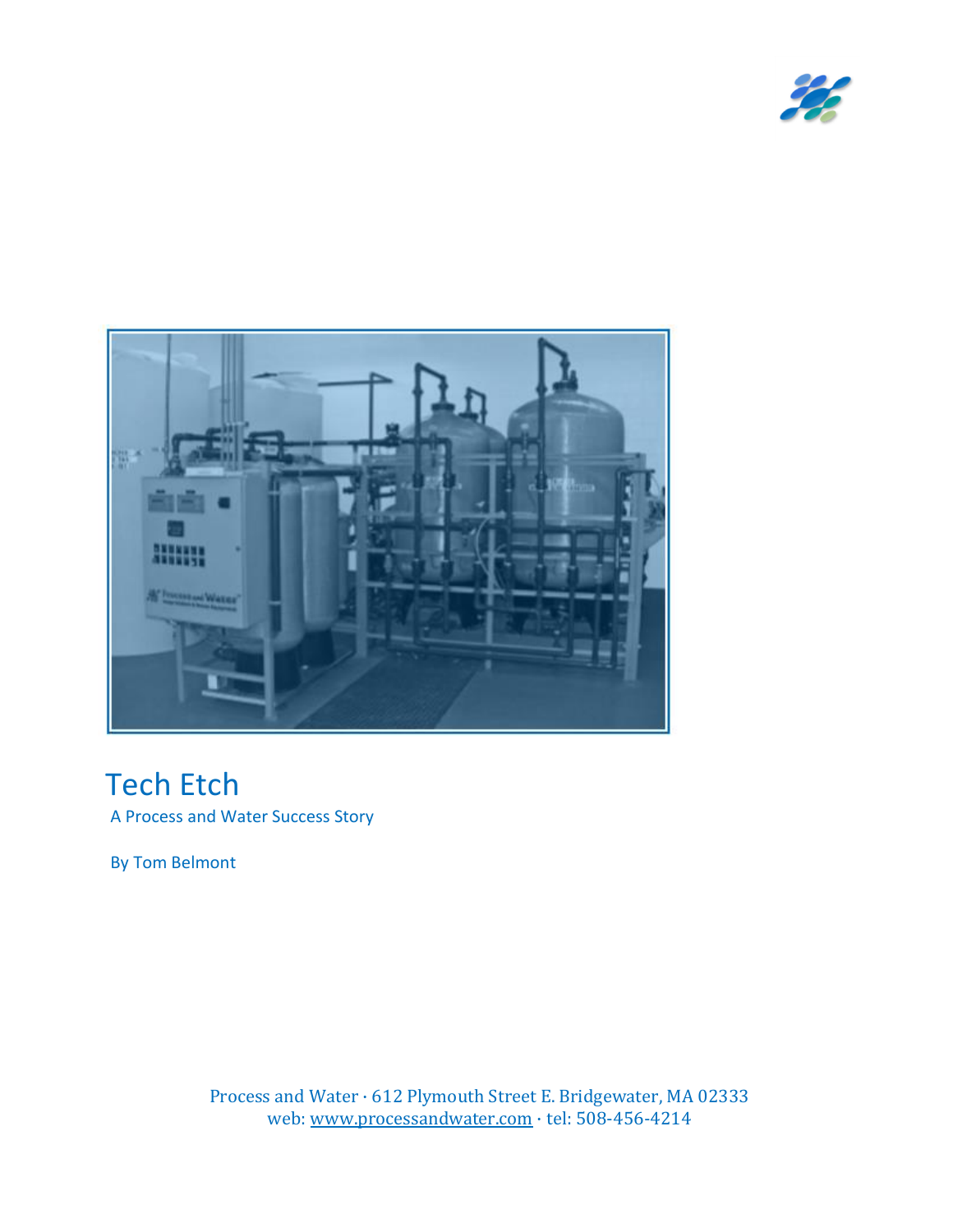# Tech Etch

A Process and Water Success Story

By Tom Belmont

Process and Water · 612 Plymouth Street E. Bridgewater, MA 02333
web: www.processandwater.com · tel: 508-456-4214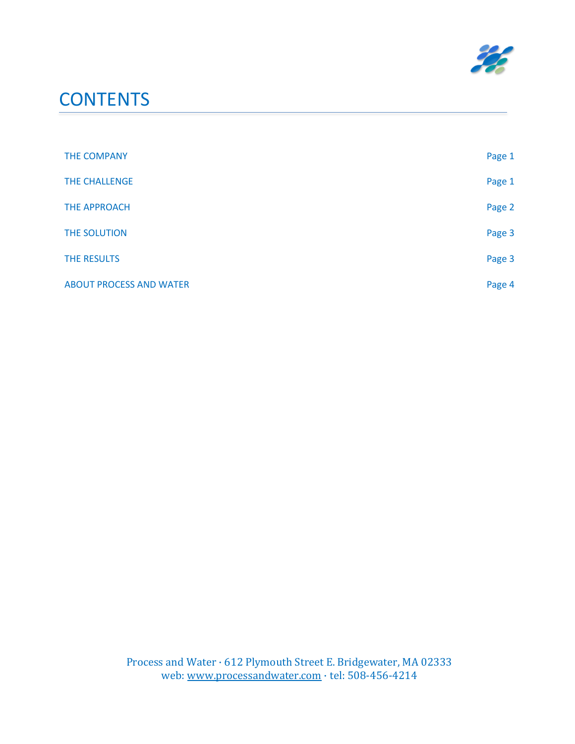# CONTENTS

| | |
|---|---|
| THE COMPANY | Page 1 |
| THE CHALLENGE | Page 1 |
| THE APPROACH | Page 2 |
| THE SOLUTION | Page 3 |
| THE RESULTS | Page 3 |
| ABOUT PROCESS AND WATER | Page 4 |

Process and Water · 612 Plymouth Street E. Bridgewater, MA 02333
web: www.processandwater.com · tel: 508-456-4214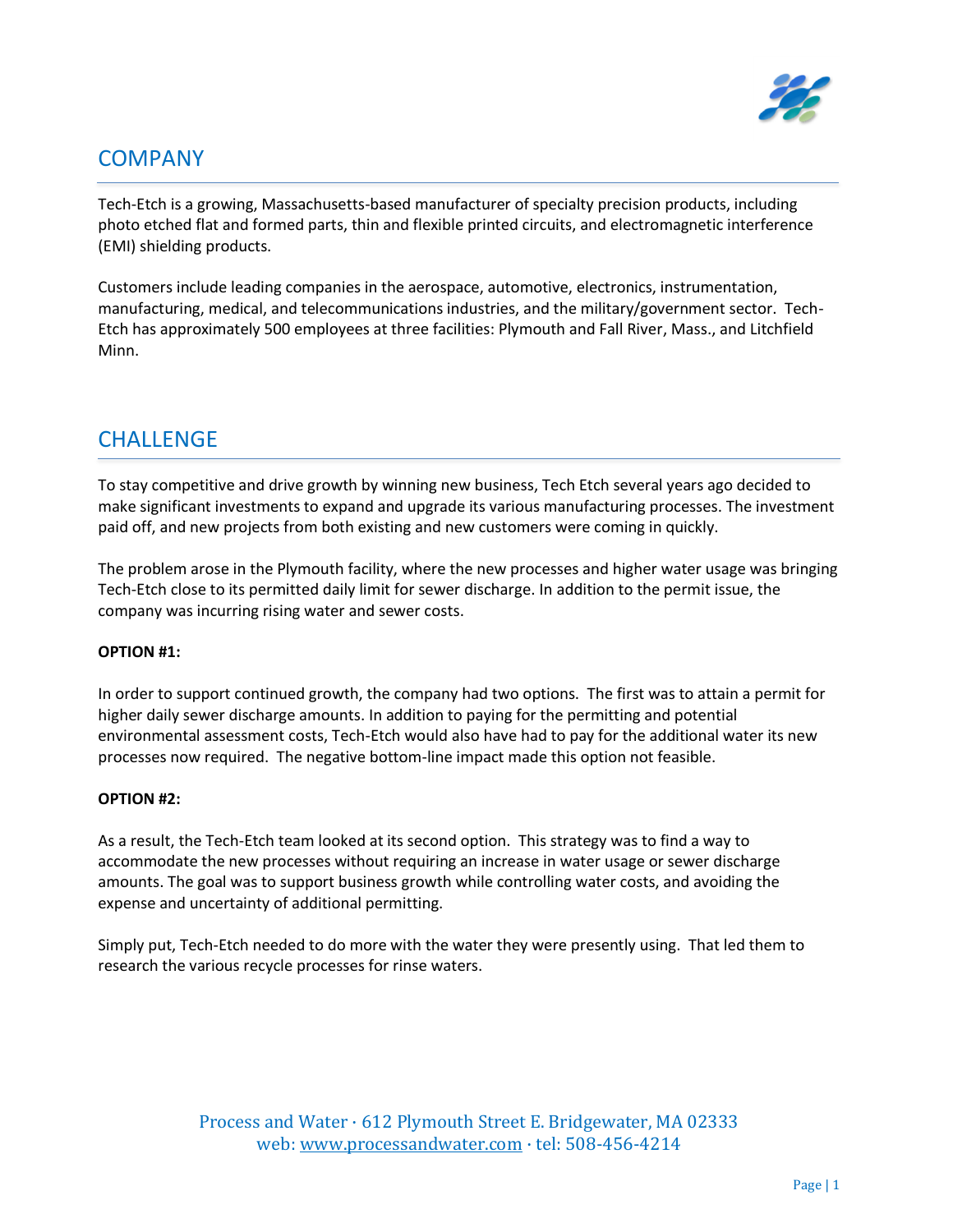## COMPANY

Tech-Etch is a growing, Massachusetts-based manufacturer of specialty precision products, including photo etched flat and formed parts, thin and flexible printed circuits, and electromagnetic interference (EMI) shielding products.

Customers include leading companies in the aerospace, automotive, electronics, instrumentation, manufacturing, medical, and telecommunications industries, and the military/government sector. Tech-Etch has approximately 500 employees at three facilities: Plymouth and Fall River, Mass., and Litchfield Minn.

## CHALLENGE

To stay competitive and drive growth by winning new business, Tech Etch several years ago decided to make significant investments to expand and upgrade its various manufacturing processes. The investment paid off, and new projects from both existing and new customers were coming in quickly.

The problem arose in the Plymouth facility, where the new processes and higher water usage was bringing Tech-Etch close to its permitted daily limit for sewer discharge. In addition to the permit issue, the company was incurring rising water and sewer costs.

**OPTION #1:**

In order to support continued growth, the company had two options. The first was to attain a permit for higher daily sewer discharge amounts. In addition to paying for the permitting and potential environmental assessment costs, Tech-Etch would also have had to pay for the additional water its new processes now required. The negative bottom-line impact made this option not feasible.

**OPTION #2:**

As a result, the Tech-Etch team looked at its second option. This strategy was to find a way to accommodate the new processes without requiring an increase in water usage or sewer discharge amounts. The goal was to support business growth while controlling water costs, and avoiding the expense and uncertainty of additional permitting.

Simply put, Tech-Etch needed to do more with the water they were presently using. That led them to research the various recycle processes for rinse waters.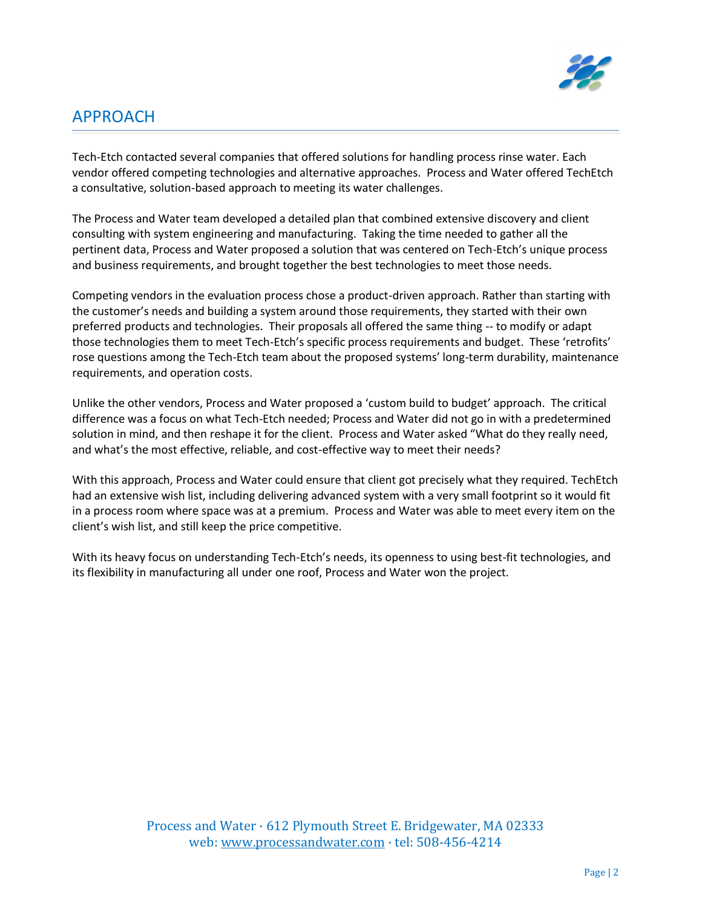## APPROACH

Tech-Etch contacted several companies that offered solutions for handling process rinse water. Each vendor offered competing technologies and alternative approaches. Process and Water offered TechEtch a consultative, solution-based approach to meeting its water challenges.

The Process and Water team developed a detailed plan that combined extensive discovery and client consulting with system engineering and manufacturing. Taking the time needed to gather all the pertinent data, Process and Water proposed a solution that was centered on Tech-Etch's unique process and business requirements, and brought together the best technologies to meet those needs.

Competing vendors in the evaluation process chose a product-driven approach. Rather than starting with the customer's needs and building a system around those requirements, they started with their own preferred products and technologies. Their proposals all offered the same thing -- to modify or adapt those technologies them to meet Tech-Etch's specific process requirements and budget. These 'retrofits' rose questions among the Tech-Etch team about the proposed systems' long-term durability, maintenance requirements, and operation costs.

Unlike the other vendors, Process and Water proposed a 'custom build to budget' approach. The critical difference was a focus on what Tech-Etch needed; Process and Water did not go in with a predetermined solution in mind, and then reshape it for the client. Process and Water asked "What do they really need, and what's the most effective, reliable, and cost-effective way to meet their needs?

With this approach, Process and Water could ensure that client got precisely what they required. TechEtch had an extensive wish list, including delivering advanced system with a very small footprint so it would fit in a process room where space was at a premium. Process and Water was able to meet every item on the client's wish list, and still keep the price competitive.

With its heavy focus on understanding Tech-Etch's needs, its openness to using best-fit technologies, and its flexibility in manufacturing all under one roof, Process and Water won the project.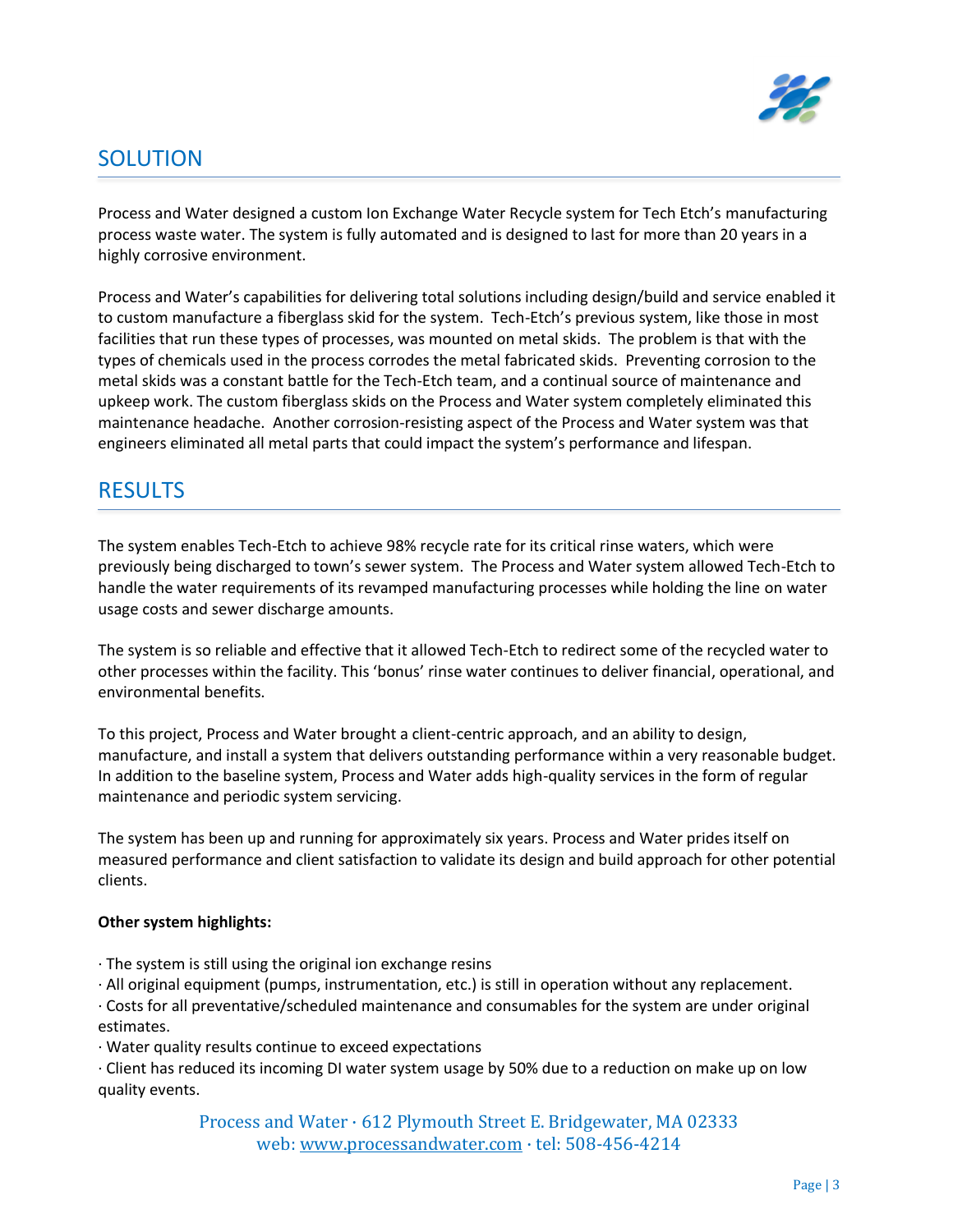## SOLUTION

Process and Water designed a custom Ion Exchange Water Recycle system for Tech Etch's manufacturing process waste water. The system is fully automated and is designed to last for more than 20 years in a highly corrosive environment.

Process and Water's capabilities for delivering total solutions including design/build and service enabled it to custom manufacture a fiberglass skid for the system. Tech-Etch's previous system, like those in most facilities that run these types of processes, was mounted on metal skids. The problem is that with the types of chemicals used in the process corrodes the metal fabricated skids. Preventing corrosion to the metal skids was a constant battle for the Tech-Etch team, and a continual source of maintenance and upkeep work. The custom fiberglass skids on the Process and Water system completely eliminated this maintenance headache. Another corrosion-resisting aspect of the Process and Water system was that engineers eliminated all metal parts that could impact the system's performance and lifespan.

## RESULTS

The system enables Tech-Etch to achieve 98% recycle rate for its critical rinse waters, which were previously being discharged to town's sewer system. The Process and Water system allowed Tech-Etch to handle the water requirements of its revamped manufacturing processes while holding the line on water usage costs and sewer discharge amounts.

The system is so reliable and effective that it allowed Tech-Etch to redirect some of the recycled water to other processes within the facility. This 'bonus' rinse water continues to deliver financial, operational, and environmental benefits.

To this project, Process and Water brought a client-centric approach, and an ability to design, manufacture, and install a system that delivers outstanding performance within a very reasonable budget. In addition to the baseline system, Process and Water adds high-quality services in the form of regular maintenance and periodic system servicing.

The system has been up and running for approximately six years. Process and Water prides itself on measured performance and client satisfaction to validate its design and build approach for other potential clients.

**Other system highlights:**

- The system is still using the original ion exchange resins
- All original equipment (pumps, instrumentation, etc.) is still in operation without any replacement.
- Costs for all preventative/scheduled maintenance and consumables for the system are under original estimates.
- Water quality results continue to exceed expectations
- Client has reduced its incoming DI water system usage by 50% due to a reduction on make up on low quality events.

Process and Water · 612 Plymouth Street E. Bridgewater, MA 02333
web: www.processandwater.com · tel: 508-456-4214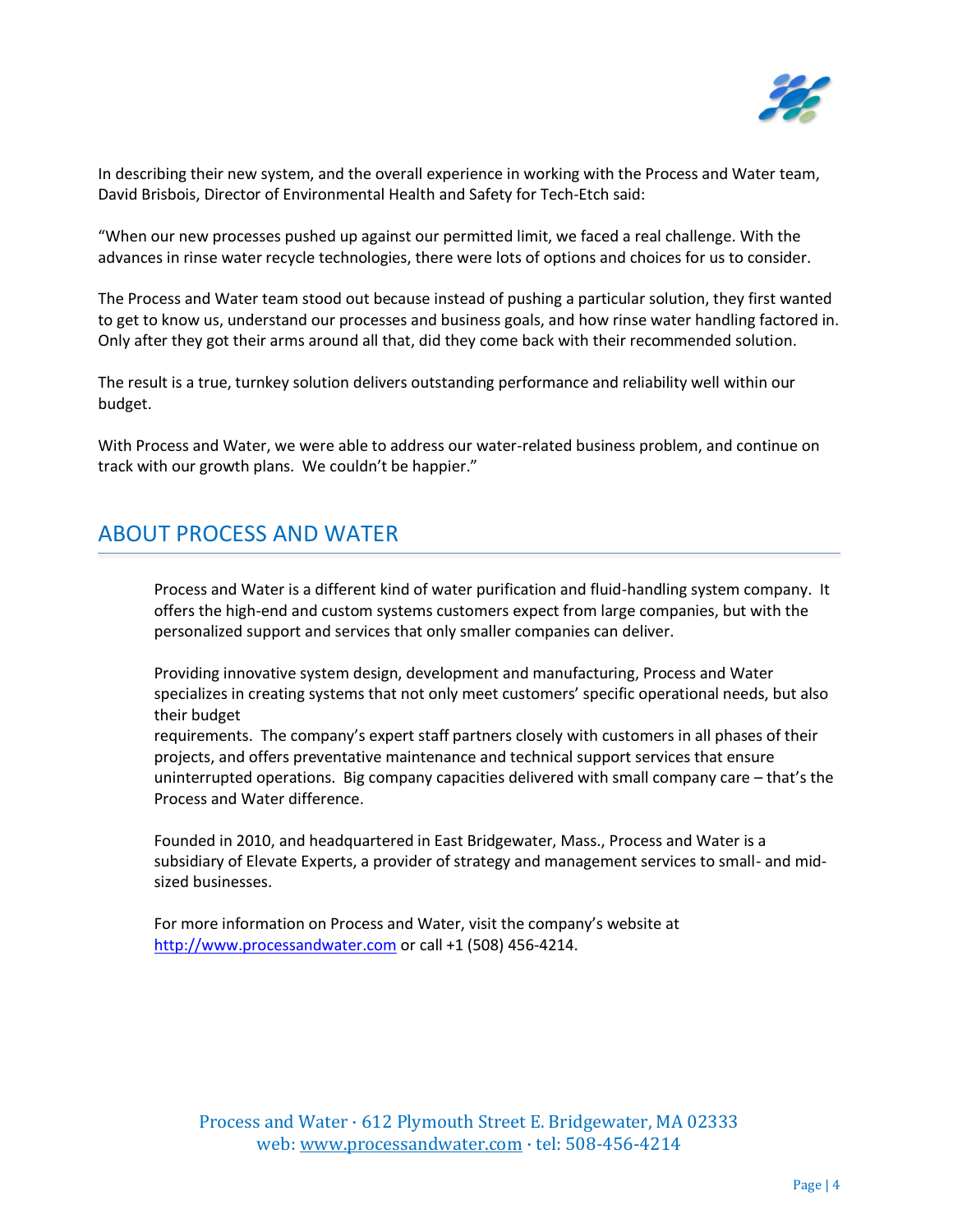In describing their new system, and the overall experience in working with the Process and Water team, David Brisbois, Director of Environmental Health and Safety for Tech-Etch said:

"When our new processes pushed up against our permitted limit, we faced a real challenge. With the advances in rinse water recycle technologies, there were lots of options and choices for us to consider.

The Process and Water team stood out because instead of pushing a particular solution, they first wanted to get to know us, understand our processes and business goals, and how rinse water handling factored in. Only after they got their arms around all that, did they come back with their recommended solution.

The result is a true, turnkey solution delivers outstanding performance and reliability well within our budget.

With Process and Water, we were able to address our water-related business problem, and continue on track with our growth plans. We couldn't be happier."

## ABOUT PROCESS AND WATER

Process and Water is a different kind of water purification and fluid-handling system company. It offers the high-end and custom systems customers expect from large companies, but with the personalized support and services that only smaller companies can deliver.

Providing innovative system design, development and manufacturing, Process and Water specializes in creating systems that not only meet customers' specific operational needs, but also their budget requirements. The company's expert staff partners closely with customers in all phases of their projects, and offers preventative maintenance and technical support services that ensure uninterrupted operations. Big company capacities delivered with small company care – that's the Process and Water difference.

Founded in 2010, and headquartered in East Bridgewater, Mass., Process and Water is a subsidiary of Elevate Experts, a provider of strategy and management services to small- and mid-sized businesses.

For more information on Process and Water, visit the company's website at http://www.processandwater.com or call +1 (508) 456-4214.

Process and Water · 612 Plymouth Street E. Bridgewater, MA 02333
web: www.processandwater.com · tel: 508-456-4214